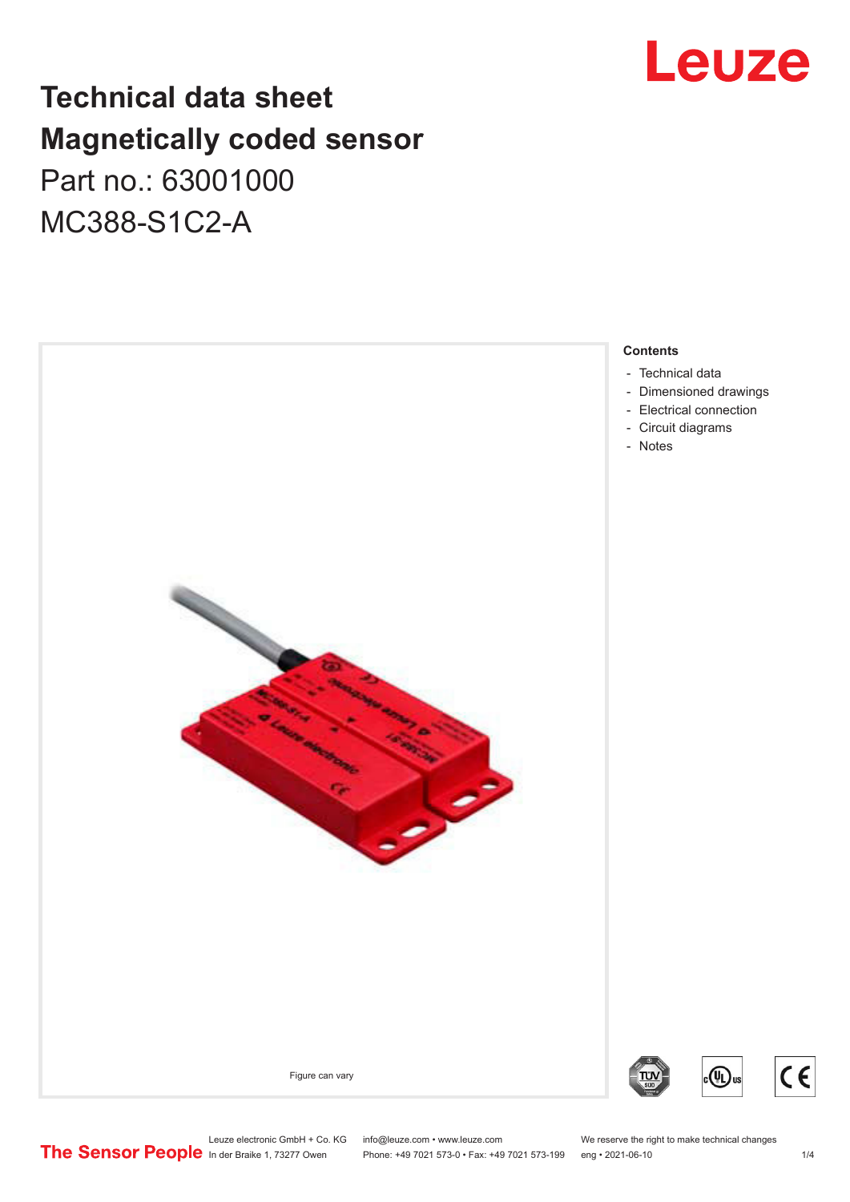# Technical data sheet
# Magnetically coded sensor
## Part no.: 63001000
## MC388-S1C2-A

Figure can vary

**Contents**

- Technical data
- Dimensioned drawings
- Electrical connection
- Circuit diagrams
- Notes

Leuze electronic GmbH + Co. KG
In der Braike 1, 73277 Owen

info@leuze.com • www.leuze.com
Phone: +49 7021 573-0 • Fax: +49 7021 573-199

We reserve the right to make technical changes
eng • 2021-06-10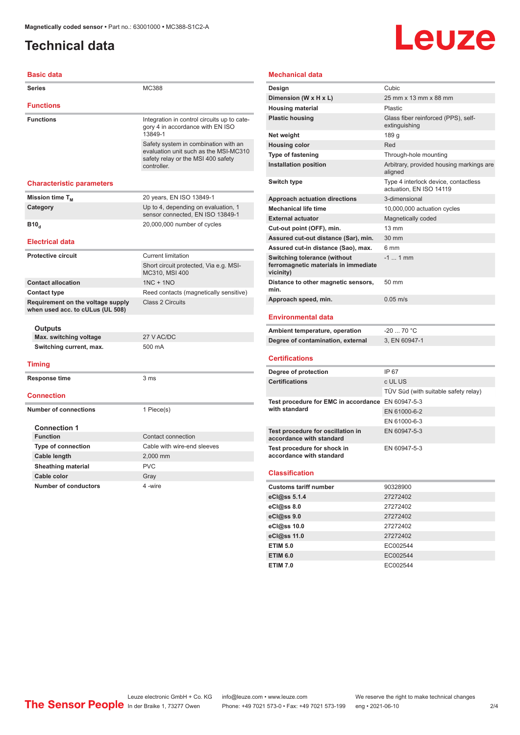# Technical data

## Basic data

| | |
|---|---|
| **Series** | MC388 |

## Functions

| | |
|---|---|
| **Functions** | Integration in control circuits up to category 4 in accordance with EN ISO 13849-1 |
| | Safety system in combination with an evaluation unit such as the MSI-MC310 safety relay or the MSI 400 safety controller. |

## Characteristic parameters

| | |
|---|---|
| **Mission time $T_M$** | 20 years, EN ISO 13849-1 |
| **Category** | Up to 4, depending on evaluation, 1 sensor connected, EN ISO 13849-1 |
| **$B10_d$** | 20,000,000 number of cycles |

## Electrical data

| | |
|---|---|
| **Protective circuit** | Current limitation |
| | Short circuit protected, Via e.g. MSI-MC310, MSI 400 |
| **Contact allocation** | 1NC + 1NO |
| **Contact type** | Reed contacts (magnetically sensitive) |
| **Requirement on the voltage supply when used acc. to cULus (UL 508)** | Class 2 Circuits |

### Outputs

| | |
|---|---|
| **Max. switching voltage** | 27 V AC/DC |
| **Switching current, max.** | 500 mA |

## Timing

| | |
|---|---|
| **Response time** | 3 ms |

## Connection

| | |
|---|---|
| **Number of connections** | 1 Piece(s) |

### Connection 1

| | |
|---|---|
| **Function** | Contact connection |
| **Type of connection** | Cable with wire-end sleeves |
| **Cable length** | 2,000 mm |
| **Sheathing material** | PVC |
| **Cable color** | Gray |
| **Number of conductors** | 4 -wire |

## Mechanical data

| | |
|---|---|
| **Design** | Cubic |
| **Dimension (W x H x L)** | 25 mm x 13 mm x 88 mm |
| **Housing material** | Plastic |
| **Plastic housing** | Glass fiber reinforced (PPS), self-extinguishing |
| **Net weight** | 189 g |
| **Housing color** | Red |
| **Type of fastening** | Through-hole mounting |
| **Installation position** | Arbitrary, provided housing markings are aligned |
| **Switch type** | Type 4 interlock device, contactless actuation, EN ISO 14119 |
| **Approach actuation directions** | 3-dimensional |
| **Mechanical life time** | 10,000,000 actuation cycles |
| **External actuator** | Magnetically coded |
| **Cut-out point (OFF), min.** | 13 mm |
| **Assured cut-out distance (Sar), min.** | 30 mm |
| **Assured cut-in distance (Sao), max.** | 6 mm |
| **Switching tolerance (without ferromagnetic materials in immediate vicinity)** | -1 ... 1 mm |
| **Distance to other magnetic sensors, min.** | 50 mm |
| **Approach speed, min.** | 0.05 m/s |

## Environmental data

| | |
|---|---|
| **Ambient temperature, operation** | -20 ... 70 °C |
| **Degree of contamination, external** | 3, EN 60947-1 |

## Certifications

| | |
|---|---|
| **Degree of protection** | IP 67 |
| **Certifications** | c UL US |
| | TÜV Süd (with suitable safety relay) |
| **Test procedure for EMC in accordance with standard** | EN 60947-5-3 |
| | EN 61000-6-2 |
| | EN 61000-6-3 |
| **Test procedure for oscillation in accordance with standard** | EN 60947-5-3 |
| **Test procedure for shock in accordance with standard** | EN 60947-5-3 |

## Classification

| | |
|---|---|
| **Customs tariff number** | 90328900 |
| **eCl@ss 5.1.4** | 27272402 |
| **eCl@ss 8.0** | 27272402 |
| **eCl@ss 9.0** | 27272402 |
| **eCl@ss 10.0** | 27272402 |
| **eCl@ss 11.0** | 27272402 |
| **ETIM 5.0** | EC002544 |
| **ETIM 6.0** | EC002544 |
| **ETIM 7.0** | EC002544 |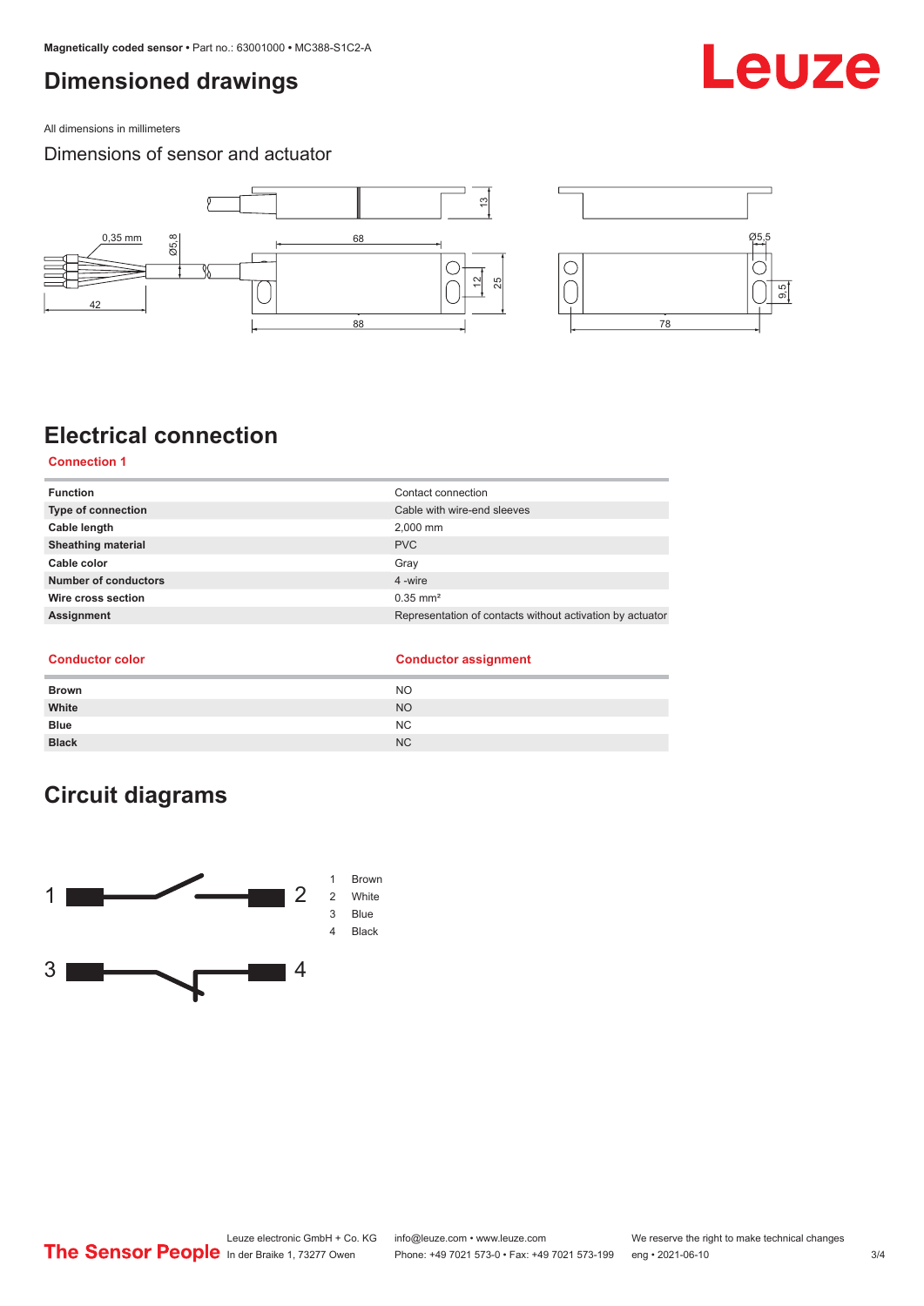# Dimensioned drawings

All dimensions in millimeters

## Dimensions of sensor and actuator

# Electrical connection

### Connection 1

| Function | Contact connection |
|---|---|
| Type of connection | Cable with wire-end sleeves |
| Cable length | 2,000 mm |
| Sheathing material | PVC |
| Cable color | Gray |
| Number of conductors | 4 -wire |
| Wire cross section | 0.35 mm² |
| Assignment | Representation of contacts without activation by actuator |

| Conductor color | Conductor assignment |
|---|---|
| Brown | NO |
| White | NO |
| Blue | NC |
| Black | NC |

# Circuit diagrams

1 Brown
2 White
3 Blue
4 Black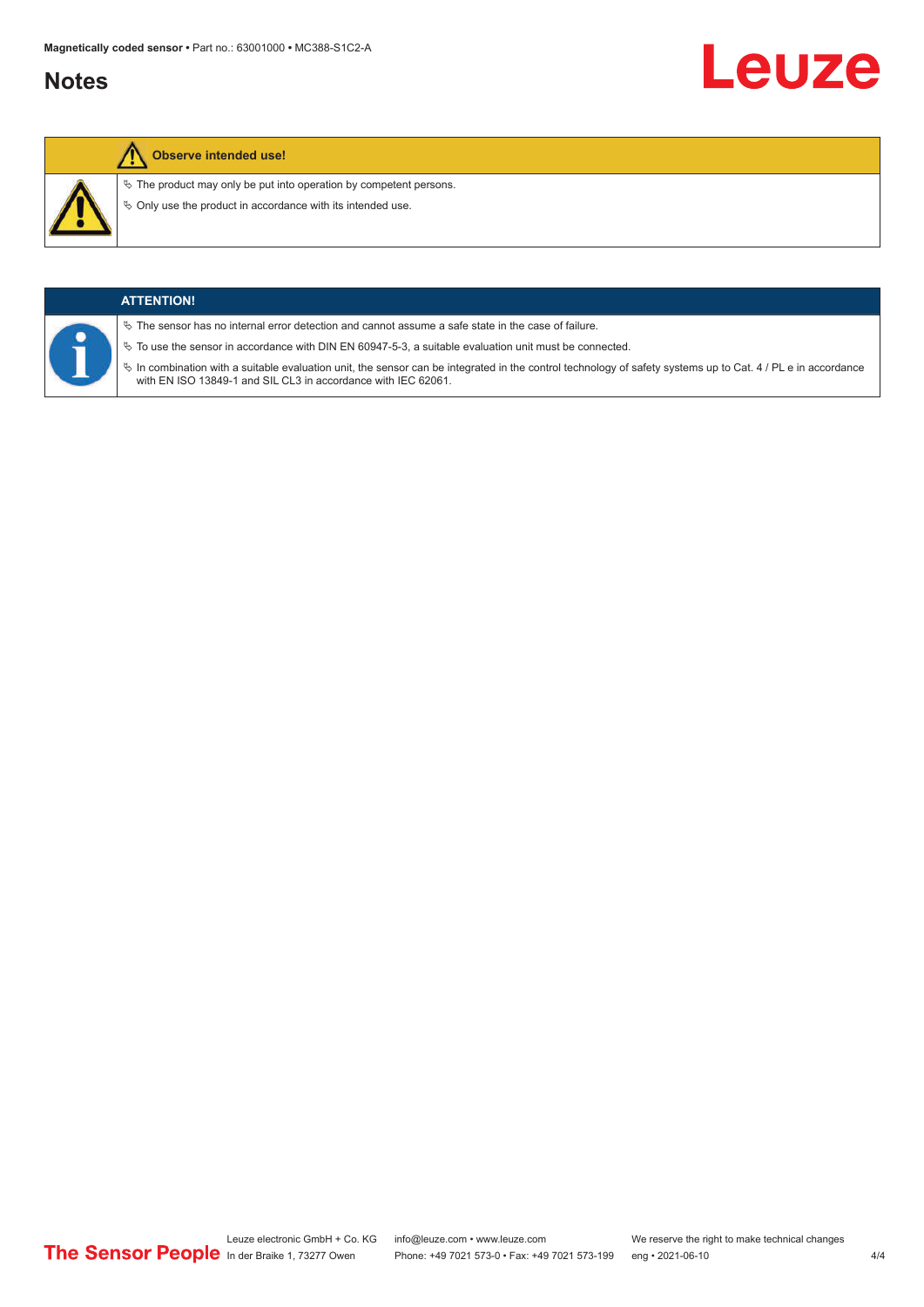## Notes

**Observe intended use!**

- ✎ The product may only be put into operation by competent persons.
- ✎ Only use the product in accordance with its intended use.

**ATTENTION!**

- ✎ The sensor has no internal error detection and cannot assume a safe state in the case of failure.
- ✎ To use the sensor in accordance with DIN EN 60947-5-3, a suitable evaluation unit must be connected.
- ✎ In combination with a suitable evaluation unit, the sensor can be integrated in the control technology of safety systems up to Cat. 4 / PL e in accordance with EN ISO 13849-1 and SIL CL3 in accordance with IEC 62061.